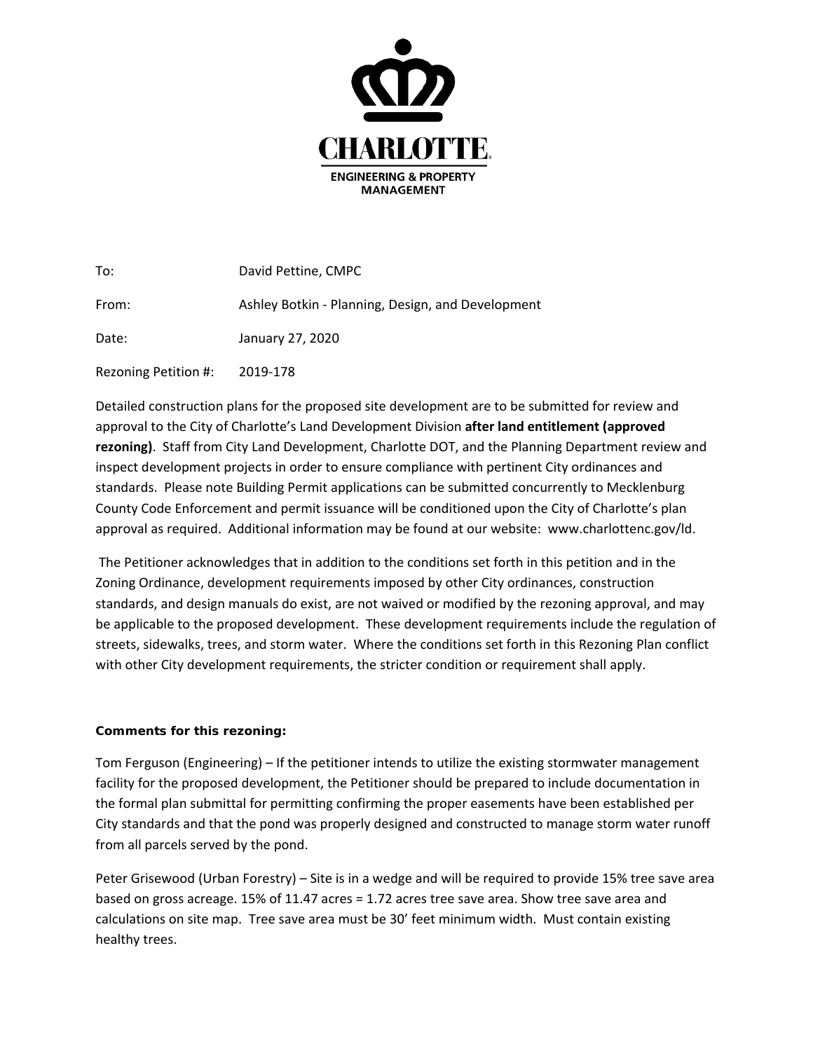CHARLOTTE

ENGINEERING & PROPERTY MANAGEMENT

To: David Pettine, CMPC

From: Ashley Botkin - Planning, Design, and Development

Date: January 27, 2020

Rezoning Petition #: 2019-178

Detailed construction plans for the proposed site development are to be submitted for review and approval to the City of Charlotte's Land Development Division **after land entitlement (approved rezoning)**. Staff from City Land Development, Charlotte DOT, and the Planning Department review and inspect development projects in order to ensure compliance with pertinent City ordinances and standards. Please note Building Permit applications can be submitted concurrently to Mecklenburg County Code Enforcement and permit issuance will be conditioned upon the City of Charlotte's plan approval as required. Additional information may be found at our website: www.charlottenc.gov/ld.

The Petitioner acknowledges that in addition to the conditions set forth in this petition and in the Zoning Ordinance, development requirements imposed by other City ordinances, construction standards, and design manuals do exist, are not waived or modified by the rezoning approval, and may be applicable to the proposed development. These development requirements include the regulation of streets, sidewalks, trees, and storm water. Where the conditions set forth in this Rezoning Plan conflict with other City development requirements, the stricter condition or requirement shall apply.

**Comments for this rezoning:**

Tom Ferguson (Engineering) – If the petitioner intends to utilize the existing stormwater management facility for the proposed development, the Petitioner should be prepared to include documentation in the formal plan submittal for permitting confirming the proper easements have been established per City standards and that the pond was properly designed and constructed to manage storm water runoff from all parcels served by the pond.

Peter Grisewood (Urban Forestry) – Site is in a wedge and will be required to provide 15% tree save area based on gross acreage. 15% of 11.47 acres = 1.72 acres tree save area. Show tree save area and calculations on site map. Tree save area must be 30' feet minimum width. Must contain existing healthy trees.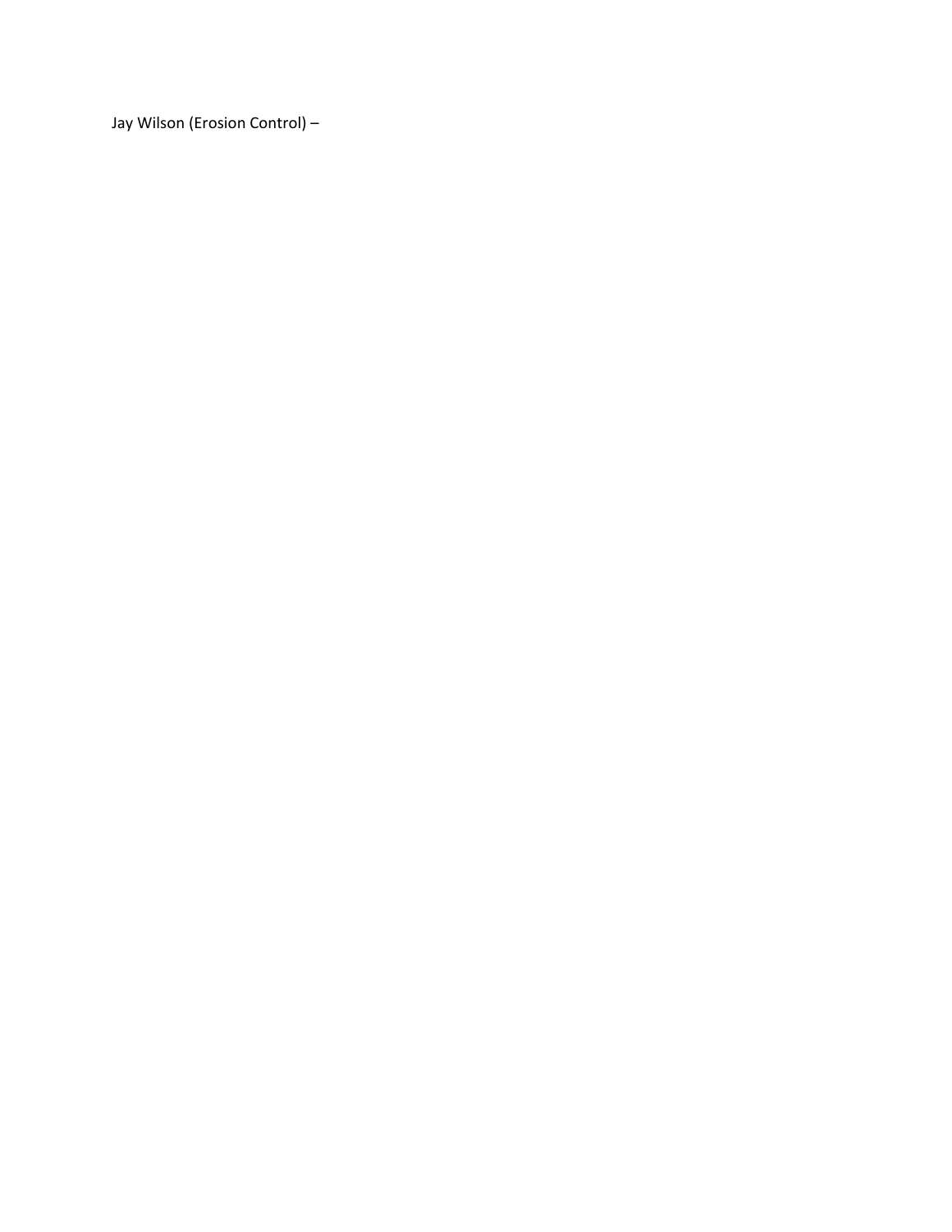Jay Wilson (Erosion Control) –